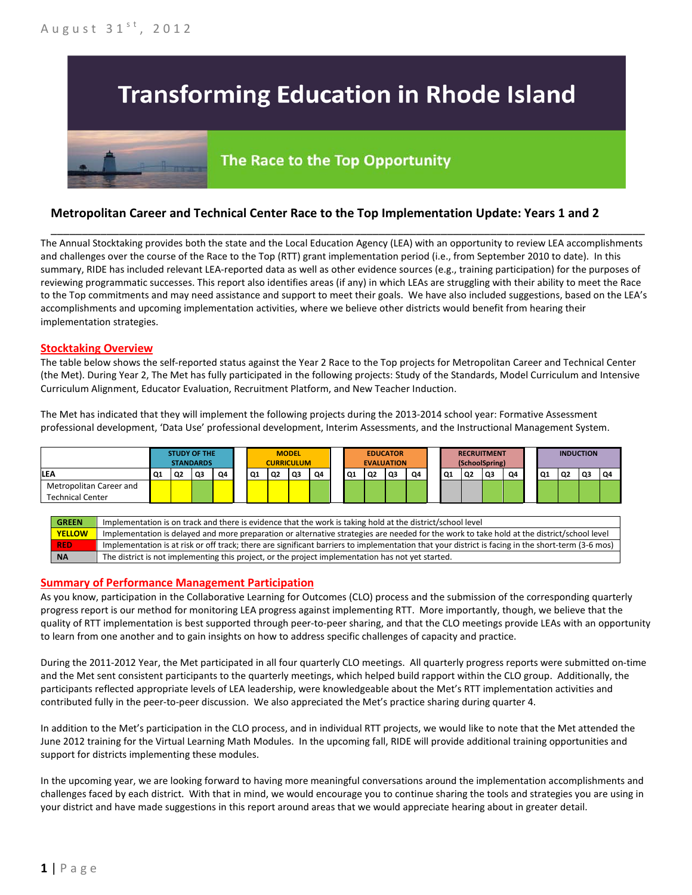August 31st, 2012

# Transforming Education in Rhode Island

## The Race to the Top Opportunity

### Metropolitan Career and Technical Center Race to the Top Implementation Update: Years 1 and 2

The Annual Stocktaking provides both the state and the Local Education Agency (LEA) with an opportunity to review LEA accomplishments and challenges over the course of the Race to the Top (RTT) grant implementation period (i.e., from September 2010 to date). In this summary, RIDE has included relevant LEA-reported data as well as other evidence sources (e.g., training participation) for the purposes of reviewing programmatic successes. This report also identifies areas (if any) in which LEAs are struggling with their ability to meet the Race to the Top commitments and may need assistance and support to meet their goals. We have also included suggestions, based on the LEA's accomplishments and upcoming implementation activities, where we believe other districts would benefit from hearing their implementation strategies.

## Stocktaking Overview

The table below shows the self-reported status against the Year 2 Race to the Top projects for Metropolitan Career and Technical Center (the Met). During Year 2, The Met has fully participated in the following projects: Study of the Standards, Model Curriculum and Intensive Curriculum Alignment, Educator Evaluation, Recruitment Platform, and New Teacher Induction.

The Met has indicated that they will implement the following projects during the 2013-2014 school year: Formative Assessment professional development, 'Data Use' professional development, Interim Assessments, and the Instructional Management System.

| | STUDY OF THE STANDARDS | | | | MODEL CURRICULUM | | | | EDUCATOR EVALUATION | | | | RECRUITMENT (SchoolSpring) | | | | INDUCTION | | | |
|---|---|---|---|---|---|---|---|---|---|---|---|---|---|---|---|---|---|---|---|---|
| LEA | Q1 | Q2 | Q3 | Q4 | Q1 | Q2 | Q3 | Q4 | Q1 | Q2 | Q3 | Q4 | Q1 | Q2 | Q3 | Q4 | Q1 | Q2 | Q3 | Q4 |
| Metropolitan Career and Technical Center | Yellow | Yellow | Green | Yellow | Yellow | Yellow | Yellow | Green | Green | Green | Green | Green | NA | NA | Green | Green | Green | Green | Green | Green |

| | |
|---|---|
| GREEN | Implementation is on track and there is evidence that the work is taking hold at the district/school level |
| YELLOW | Implementation is delayed and more preparation or alternative strategies are needed for the work to take hold at the district/school level |
| RED | Implementation is at risk or off track; there are significant barriers to implementation that your district is facing in the short-term (3-6 mos) |
| NA | The district is not implementing this project, or the project implementation has not yet started. |

## Summary of Performance Management Participation

As you know, participation in the Collaborative Learning for Outcomes (CLO) process and the submission of the corresponding quarterly progress report is our method for monitoring LEA progress against implementing RTT. More importantly, though, we believe that the quality of RTT implementation is best supported through peer-to-peer sharing, and that the CLO meetings provide LEAs with an opportunity to learn from one another and to gain insights on how to address specific challenges of capacity and practice.

During the 2011-2012 Year, the Met participated in all four quarterly CLO meetings. All quarterly progress reports were submitted on-time and the Met sent consistent participants to the quarterly meetings, which helped build rapport within the CLO group. Additionally, the participants reflected appropriate levels of LEA leadership, were knowledgeable about the Met's RTT implementation activities and contributed fully in the peer-to-peer discussion. We also appreciated the Met's practice sharing during quarter 4.

In addition to the Met's participation in the CLO process, and in individual RTT projects, we would like to note that the Met attended the June 2012 training for the Virtual Learning Math Modules. In the upcoming fall, RIDE will provide additional training opportunities and support for districts implementing these modules.

In the upcoming year, we are looking forward to having more meaningful conversations around the implementation accomplishments and challenges faced by each district. With that in mind, we would encourage you to continue sharing the tools and strategies you are using in your district and have made suggestions in this report around areas that we would appreciate hearing about in greater detail.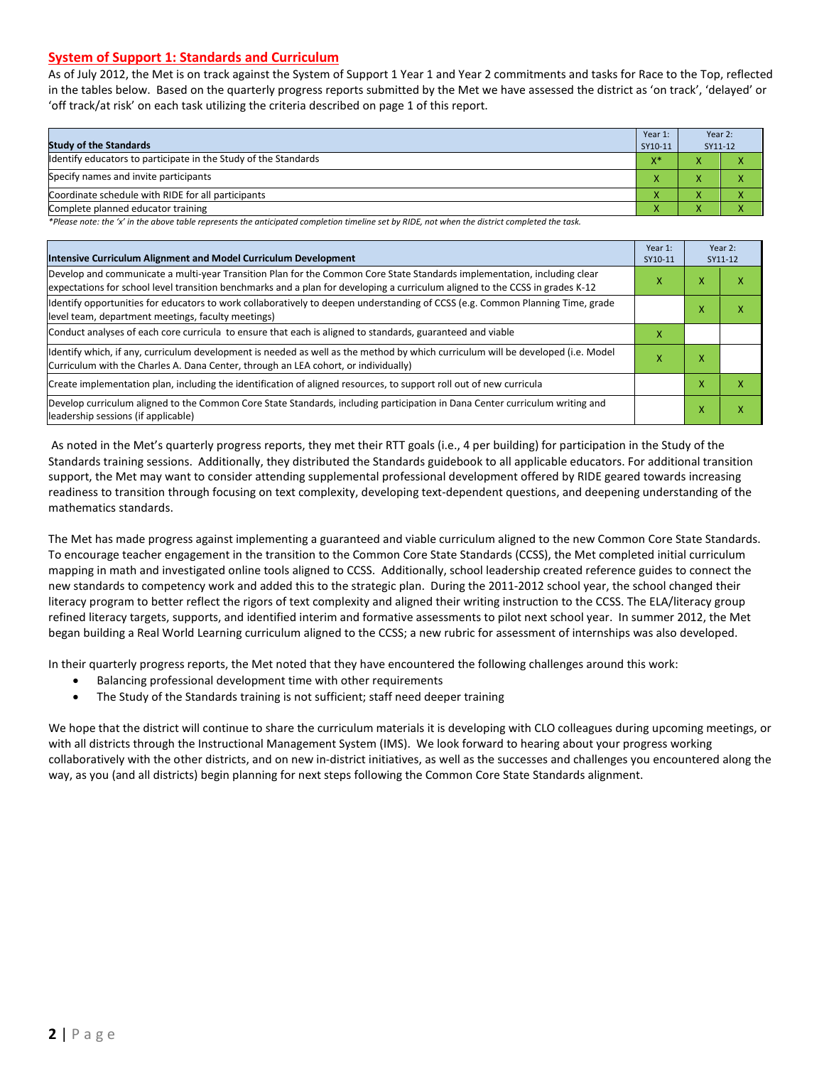## System of Support 1: Standards and Curriculum

As of July 2012, the Met is on track against the System of Support 1 Year 1 and Year 2 commitments and tasks for Race to the Top, reflected in the tables below. Based on the quarterly progress reports submitted by the Met we have assessed the district as 'on track', 'delayed' or 'off track/at risk' on each task utilizing the criteria described on page 1 of this report.

| Study of the Standards | Year 1: SY10-11 | Year 2: SY11-12 | |
|---|---|---|---|
| Identify educators to participate in the Study of the Standards | X* | X | X |
| Specify names and invite participants | X | X | X |
| Coordinate schedule with RIDE for all participants | X | X | X |
| Complete planned educator training | X | X | X |

*Please note: the 'x' in the above table represents the anticipated completion timeline set by RIDE, not when the district completed the task.*

| Intensive Curriculum Alignment and Model Curriculum Development | Year 1: SY10-11 | Year 2: SY11-12 | |
|---|---|---|---|
| Develop and communicate a multi-year Transition Plan for the Common Core State Standards implementation, including clear expectations for school level transition benchmarks and a plan for developing a curriculum aligned to the CCSS in grades K-12 | X | X | X |
| Identify opportunities for educators to work collaboratively to deepen understanding of CCSS (e.g. Common Planning Time, grade level team, department meetings, faculty meetings) | | X | X |
| Conduct analyses of each core curricula to ensure that each is aligned to standards, guaranteed and viable | X | | |
| Identify which, if any, curriculum development is needed as well as the method by which curriculum will be developed (i.e. Model Curriculum with the Charles A. Dana Center, through an LEA cohort, or individually) | X | X | |
| Create implementation plan, including the identification of aligned resources, to support roll out of new curricula | | X | X |
| Develop curriculum aligned to the Common Core State Standards, including participation in Dana Center curriculum writing and leadership sessions (if applicable) | | X | X |

As noted in the Met's quarterly progress reports, they met their RTT goals (i.e., 4 per building) for participation in the Study of the Standards training sessions. Additionally, they distributed the Standards guidebook to all applicable educators. For additional transition support, the Met may want to consider attending supplemental professional development offered by RIDE geared towards increasing readiness to transition through focusing on text complexity, developing text-dependent questions, and deepening understanding of the mathematics standards.

The Met has made progress against implementing a guaranteed and viable curriculum aligned to the new Common Core State Standards. To encourage teacher engagement in the transition to the Common Core State Standards (CCSS), the Met completed initial curriculum mapping in math and investigated online tools aligned to CCSS. Additionally, school leadership created reference guides to connect the new standards to competency work and added this to the strategic plan. During the 2011-2012 school year, the school changed their literacy program to better reflect the rigors of text complexity and aligned their writing instruction to the CCSS. The ELA/literacy group refined literacy targets, supports, and identified interim and formative assessments to pilot next school year. In summer 2012, the Met began building a Real World Learning curriculum aligned to the CCSS; a new rubric for assessment of internships was also developed.

In their quarterly progress reports, the Met noted that they have encountered the following challenges around this work:

- Balancing professional development time with other requirements
- The Study of the Standards training is not sufficient; staff need deeper training

We hope that the district will continue to share the curriculum materials it is developing with CLO colleagues during upcoming meetings, or with all districts through the Instructional Management System (IMS). We look forward to hearing about your progress working collaboratively with the other districts, and on new in-district initiatives, as well as the successes and challenges you encountered along the way, as you (and all districts) begin planning for next steps following the Common Core State Standards alignment.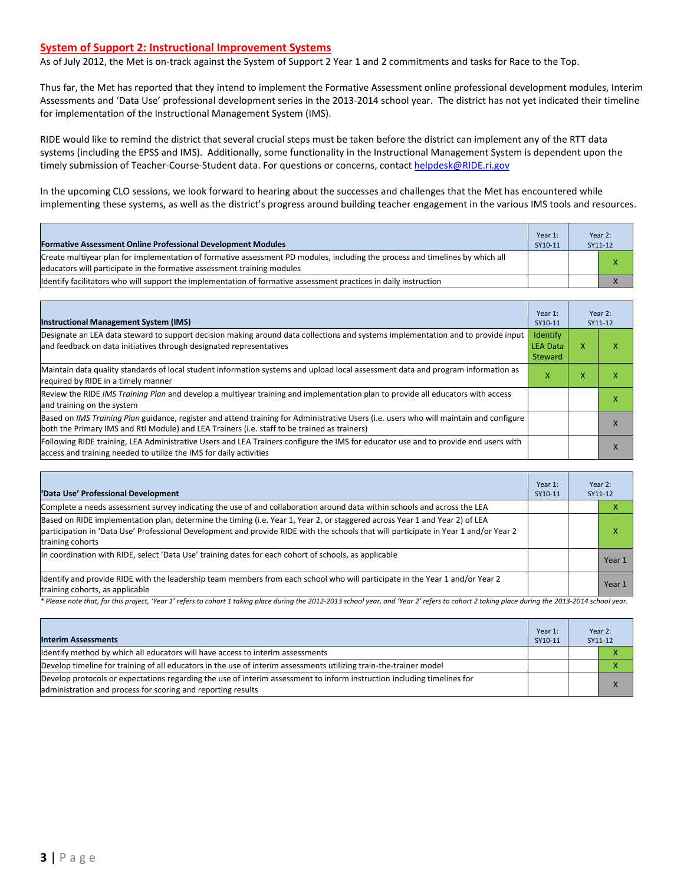## System of Support 2: Instructional Improvement Systems

As of July 2012, the Met is on-track against the System of Support 2 Year 1 and 2 commitments and tasks for Race to the Top.

Thus far, the Met has reported that they intend to implement the Formative Assessment online professional development modules, Interim Assessments and 'Data Use' professional development series in the 2013-2014 school year. The district has not yet indicated their timeline for implementation of the Instructional Management System (IMS).

RIDE would like to remind the district that several crucial steps must be taken before the district can implement any of the RTT data systems (including the EPSS and IMS). Additionally, some functionality in the Instructional Management System is dependent upon the timely submission of Teacher-Course-Student data. For questions or concerns, contact helpdesk@RIDE.ri.gov

In the upcoming CLO sessions, we look forward to hearing about the successes and challenges that the Met has encountered while implementing these systems, as well as the district's progress around building teacher engagement in the various IMS tools and resources.

| Formative Assessment Online Professional Development Modules | Year 1: SY10-11 | Year 2: SY11-12 | |
|---|---|---|---|
| Create multiyear plan for implementation of formative assessment PD modules, including the process and timelines by which all educators will participate in the formative assessment training modules | | | X |
| Identify facilitators who will support the implementation of formative assessment practices in daily instruction | | | X |

| Instructional Management System (IMS) | Year 1: SY10-11 | Year 2: SY11-12 | |
|---|---|---|---|
| Designate an LEA data steward to support decision making around data collections and systems implementation and to provide input and feedback on data initiatives through designated representatives | Identify LEA Data Steward | X | X |
| Maintain data quality standards of local student information systems and upload local assessment data and program information as required by RIDE in a timely manner | X | X | X |
| Review the RIDE *IMS Training Plan* and develop a multiyear training and implementation plan to provide all educators with access and training on the system | | | X |
| Based on *IMS Training Plan* guidance, register and attend training for Administrative Users (i.e. users who will maintain and configure both the Primary IMS and RtI Module) and LEA Trainers (i.e. staff to be trained as trainers) | | | X |
| Following RIDE training, LEA Administrative Users and LEA Trainers configure the IMS for educator use and to provide end users with access and training needed to utilize the IMS for daily activities | | | X |

| 'Data Use' Professional Development | Year 1: SY10-11 | Year 2: SY11-12 | |
|---|---|---|---|
| Complete a needs assessment survey indicating the use of and collaboration around data within schools and across the LEA | | | X |
| Based on RIDE implementation plan, determine the timing (i.e. Year 1, Year 2, or staggered across Year 1 and Year 2) of LEA participation in 'Data Use' Professional Development and provide RIDE with the schools that will participate in Year 1 and/or Year 2 training cohorts | | | X |
| In coordination with RIDE, select 'Data Use' training dates for each cohort of schools, as applicable | | | Year 1 |
| Identify and provide RIDE with the leadership team members from each school who will participate in the Year 1 and/or Year 2 training cohorts, as applicable | | | Year 1 |

*\* Please note that, for this project, 'Year 1' refers to cohort 1 taking place during the 2012-2013 school year, and 'Year 2' refers to cohort 2 taking place during the 2013-2014 school year.*

| Interim Assessments | Year 1: SY10-11 | Year 2: SY11-12 | |
|---|---|---|---|
| Identify method by which all educators will have access to interim assessments | | | X |
| Develop timeline for training of all educators in the use of interim assessments utilizing train-the-trainer model | | | X |
| Develop protocols or expectations regarding the use of interim assessment to inform instruction including timelines for administration and process for scoring and reporting results | | | X |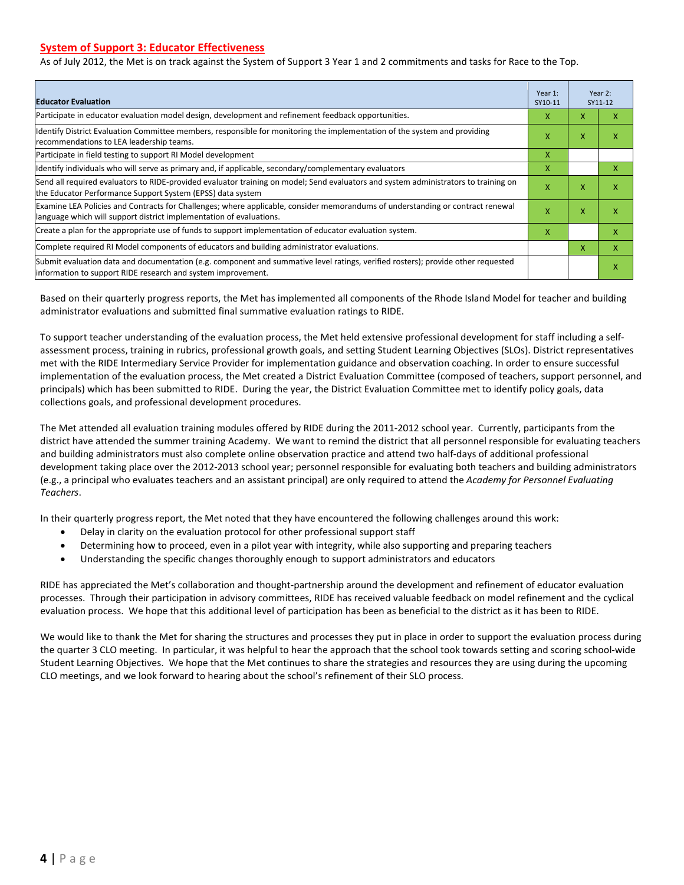## System of Support 3: Educator Effectiveness

As of July 2012, the Met is on track against the System of Support 3 Year 1 and 2 commitments and tasks for Race to the Top.

| Educator Evaluation | Year 1: SY10-11 | Year 2: SY11-12 | |
|---|---|---|---|
| Participate in educator evaluation model design, development and refinement feedback opportunities. | X | X | X |
| Identify District Evaluation Committee members, responsible for monitoring the implementation of the system and providing recommendations to LEA leadership teams. | X | X | X |
| Participate in field testing to support RI Model development | X | | |
| Identify individuals who will serve as primary and, if applicable, secondary/complementary evaluators | X | | X |
| Send all required evaluators to RIDE-provided evaluator training on model; Send evaluators and system administrators to training on the Educator Performance Support System (EPSS) data system | X | X | X |
| Examine LEA Policies and Contracts for Challenges; where applicable, consider memorandums of understanding or contract renewal language which will support district implementation of evaluations. | X | X | X |
| Create a plan for the appropriate use of funds to support implementation of educator evaluation system. | X | | X |
| Complete required RI Model components of educators and building administrator evaluations. | | X | X |
| Submit evaluation data and documentation (e.g. component and summative level ratings, verified rosters); provide other requested information to support RIDE research and system improvement. | | | X |

Based on their quarterly progress reports, the Met has implemented all components of the Rhode Island Model for teacher and building administrator evaluations and submitted final summative evaluation ratings to RIDE.

To support teacher understanding of the evaluation process, the Met held extensive professional development for staff including a self-assessment process, training in rubrics, professional growth goals, and setting Student Learning Objectives (SLOs). District representatives met with the RIDE Intermediary Service Provider for implementation guidance and observation coaching. In order to ensure successful implementation of the evaluation process, the Met created a District Evaluation Committee (composed of teachers, support personnel, and principals) which has been submitted to RIDE. During the year, the District Evaluation Committee met to identify policy goals, data collections goals, and professional development procedures.

The Met attended all evaluation training modules offered by RIDE during the 2011-2012 school year. Currently, participants from the district have attended the summer training Academy. We want to remind the district that all personnel responsible for evaluating teachers and building administrators must also complete online observation practice and attend two half-days of additional professional development taking place over the 2012-2013 school year; personnel responsible for evaluating both teachers and building administrators (e.g., a principal who evaluates teachers and an assistant principal) are only required to attend the *Academy for Personnel Evaluating Teachers*.

In their quarterly progress report, the Met noted that they have encountered the following challenges around this work:

- Delay in clarity on the evaluation protocol for other professional support staff
- Determining how to proceed, even in a pilot year with integrity, while also supporting and preparing teachers
- Understanding the specific changes thoroughly enough to support administrators and educators

RIDE has appreciated the Met's collaboration and thought-partnership around the development and refinement of educator evaluation processes. Through their participation in advisory committees, RIDE has received valuable feedback on model refinement and the cyclical evaluation process. We hope that this additional level of participation has been as beneficial to the district as it has been to RIDE.

We would like to thank the Met for sharing the structures and processes they put in place in order to support the evaluation process during the quarter 3 CLO meeting. In particular, it was helpful to hear the approach that the school took towards setting and scoring school-wide Student Learning Objectives. We hope that the Met continues to share the strategies and resources they are using during the upcoming CLO meetings, and we look forward to hearing about the school's refinement of their SLO process.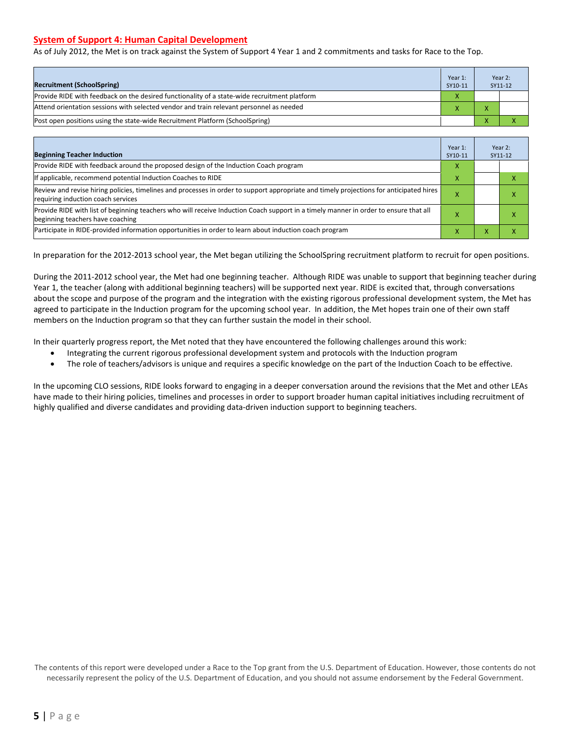## System of Support 4: Human Capital Development

As of July 2012, the Met is on track against the System of Support 4 Year 1 and 2 commitments and tasks for Race to the Top.

| Recruitment (SchoolSpring) | Year 1: SY10-11 | Year 2: SY11-12 | |
|---|---|---|---|
| Provide RIDE with feedback on the desired functionality of a state-wide recruitment platform | X | | |
| Attend orientation sessions with selected vendor and train relevant personnel as needed | X | X | |
| Post open positions using the state-wide Recruitment Platform (SchoolSpring) | | X | X |

| Beginning Teacher Induction | Year 1: SY10-11 | Year 2: SY11-12 | |
|---|---|---|---|
| Provide RIDE with feedback around the proposed design of the Induction Coach program | X | | |
| If applicable, recommend potential Induction Coaches to RIDE | X | | X |
| Review and revise hiring policies, timelines and processes in order to support appropriate and timely projections for anticipated hires requiring induction coach services | X | | X |
| Provide RIDE with list of beginning teachers who will receive Induction Coach support in a timely manner in order to ensure that all beginning teachers have coaching | X | | X |
| Participate in RIDE-provided information opportunities in order to learn about induction coach program | X | X | X |

In preparation for the 2012-2013 school year, the Met began utilizing the SchoolSpring recruitment platform to recruit for open positions.

During the 2011-2012 school year, the Met had one beginning teacher. Although RIDE was unable to support that beginning teacher during Year 1, the teacher (along with additional beginning teachers) will be supported next year. RIDE is excited that, through conversations about the scope and purpose of the program and the integration with the existing rigorous professional development system, the Met has agreed to participate in the Induction program for the upcoming school year. In addition, the Met hopes train one of their own staff members on the Induction program so that they can further sustain the model in their school.

In their quarterly progress report, the Met noted that they have encountered the following challenges around this work:

- Integrating the current rigorous professional development system and protocols with the Induction program
- The role of teachers/advisors is unique and requires a specific knowledge on the part of the Induction Coach to be effective.

In the upcoming CLO sessions, RIDE looks forward to engaging in a deeper conversation around the revisions that the Met and other LEAs have made to their hiring policies, timelines and processes in order to support broader human capital initiatives including recruitment of highly qualified and diverse candidates and providing data-driven induction support to beginning teachers.

The contents of this report were developed under a Race to the Top grant from the U.S. Department of Education. However, those contents do not necessarily represent the policy of the U.S. Department of Education, and you should not assume endorsement by the Federal Government.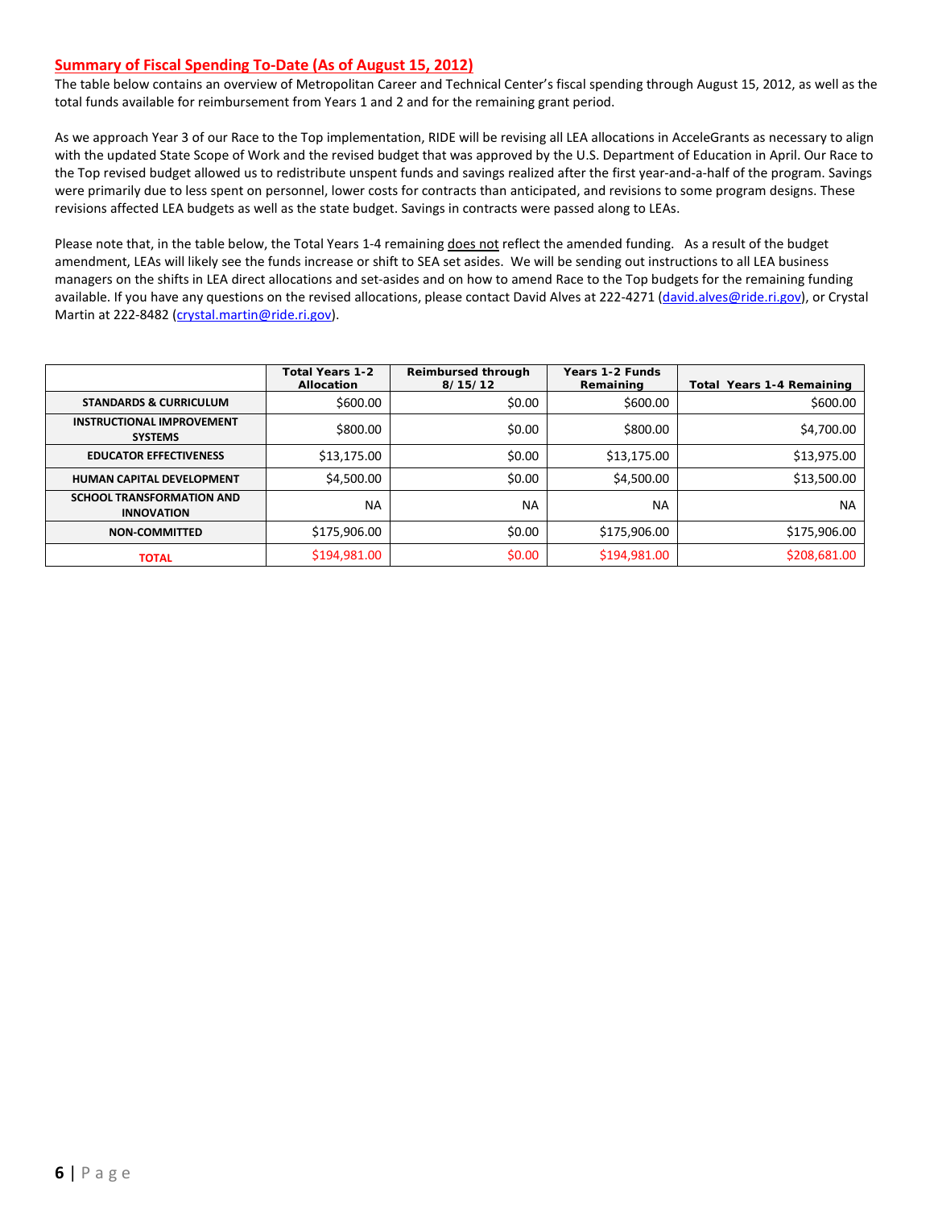## Summary of Fiscal Spending To-Date (As of August 15, 2012)

The table below contains an overview of Metropolitan Career and Technical Center's fiscal spending through August 15, 2012, as well as the total funds available for reimbursement from Years 1 and 2 and for the remaining grant period.

As we approach Year 3 of our Race to the Top implementation, RIDE will be revising all LEA allocations in AcceleGrants as necessary to align with the updated State Scope of Work and the revised budget that was approved by the U.S. Department of Education in April. Our Race to the Top revised budget allowed us to redistribute unspent funds and savings realized after the first year-and-a-half of the program. Savings were primarily due to less spent on personnel, lower costs for contracts than anticipated, and revisions to some program designs. These revisions affected LEA budgets as well as the state budget. Savings in contracts were passed along to LEAs.

Please note that, in the table below, the Total Years 1-4 remaining does not reflect the amended funding. As a result of the budget amendment, LEAs will likely see the funds increase or shift to SEA set asides. We will be sending out instructions to all LEA business managers on the shifts in LEA direct allocations and set-asides and on how to amend Race to the Top budgets for the remaining funding available. If you have any questions on the revised allocations, please contact David Alves at 222-4271 (david.alves@ride.ri.gov), or Crystal Martin at 222-8482 (crystal.martin@ride.ri.gov).

| | Total Years 1-2 Allocation | Reimbursed through 8/15/12 | Years 1-2 Funds Remaining | Total Years 1-4 Remaining |
|---|---|---|---|---|
| **STANDARDS & CURRICULUM** | $600.00 | $0.00 | $600.00 | $600.00 |
| **INSTRUCTIONAL IMPROVEMENT SYSTEMS** | $800.00 | $0.00 | $800.00 | $4,700.00 |
| **EDUCATOR EFFECTIVENESS** | $13,175.00 | $0.00 | $13,175.00 | $13,975.00 |
| **HUMAN CAPITAL DEVELOPMENT** | $4,500.00 | $0.00 | $4,500.00 | $13,500.00 |
| **SCHOOL TRANSFORMATION AND INNOVATION** | NA | NA | NA | NA |
| **NON-COMMITTED** | $175,906.00 | $0.00 | $175,906.00 | $175,906.00 |
| **TOTAL** | $194,981.00 | $0.00 | $194,981.00 | $208,681.00 |